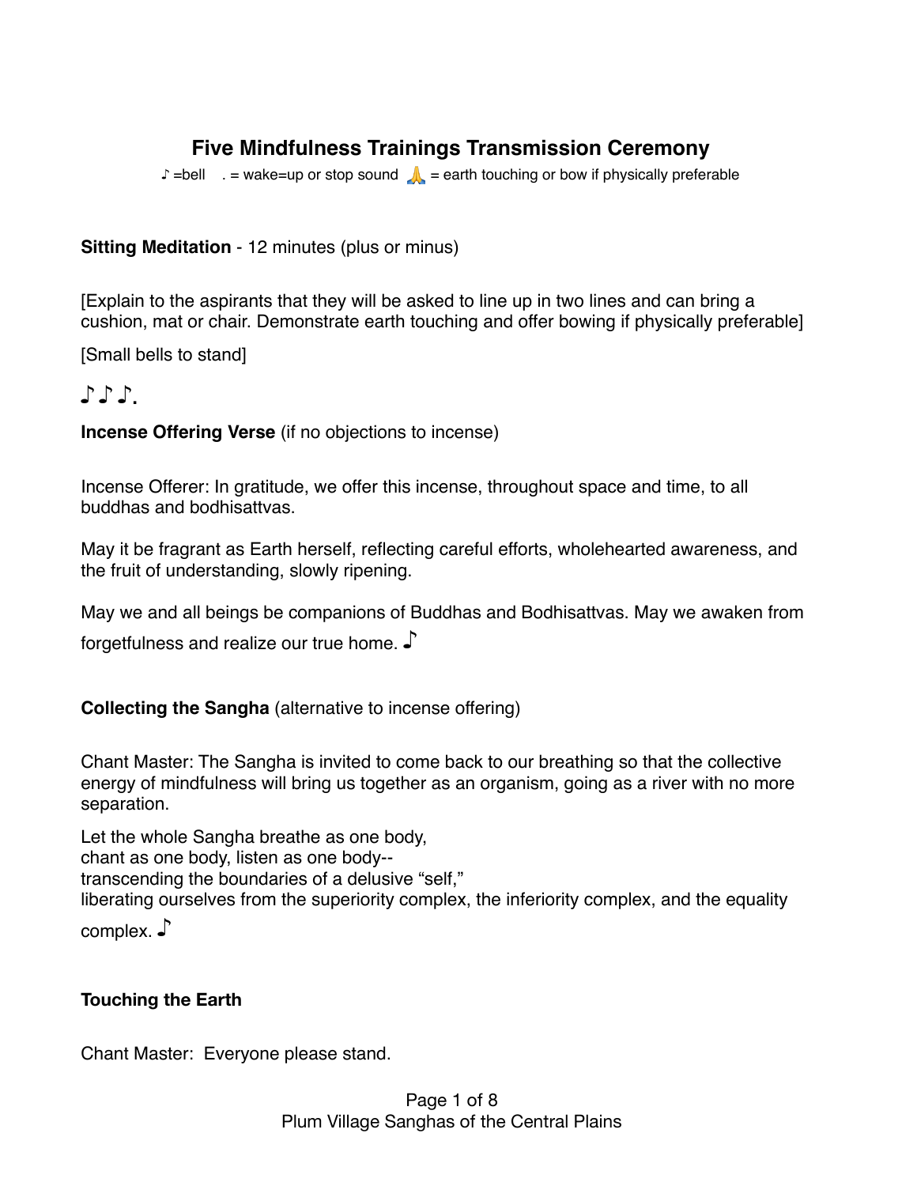# Five Mindfulness Trainings Transmission Ceremony

♪ =bell . = wake=up or stop sound 🙏 = earth touching or bow if physically preferable

**Sitting Meditation** - 12 minutes (plus or minus)

[Explain to the aspirants that they will be asked to line up in two lines and can bring a cushion, mat or chair. Demonstrate earth touching and offer bowing if physically preferable]

[Small bells to stand]

♪ ♪ ♪.

**Incense Offering Verse** (if no objections to incense)

Incense Offerer: In gratitude, we offer this incense, throughout space and time, to all buddhas and bodhisattvas.

May it be fragrant as Earth herself, reflecting careful efforts, wholehearted awareness, and the fruit of understanding, slowly ripening.

May we and all beings be companions of Buddhas and Bodhisattvas. May we awaken from forgetfulness and realize our true home. ♪

**Collecting the Sangha** (alternative to incense offering)

Chant Master: The Sangha is invited to come back to our breathing so that the collective energy of mindfulness will bring us together as an organism, going as a river with no more separation.

Let the whole Sangha breathe as one body,
chant as one body, listen as one body--
transcending the boundaries of a delusive "self,"
liberating ourselves from the superiority complex, the inferiority complex, and the equality complex. ♪

**Touching the Earth**

Chant Master: Everyone please stand.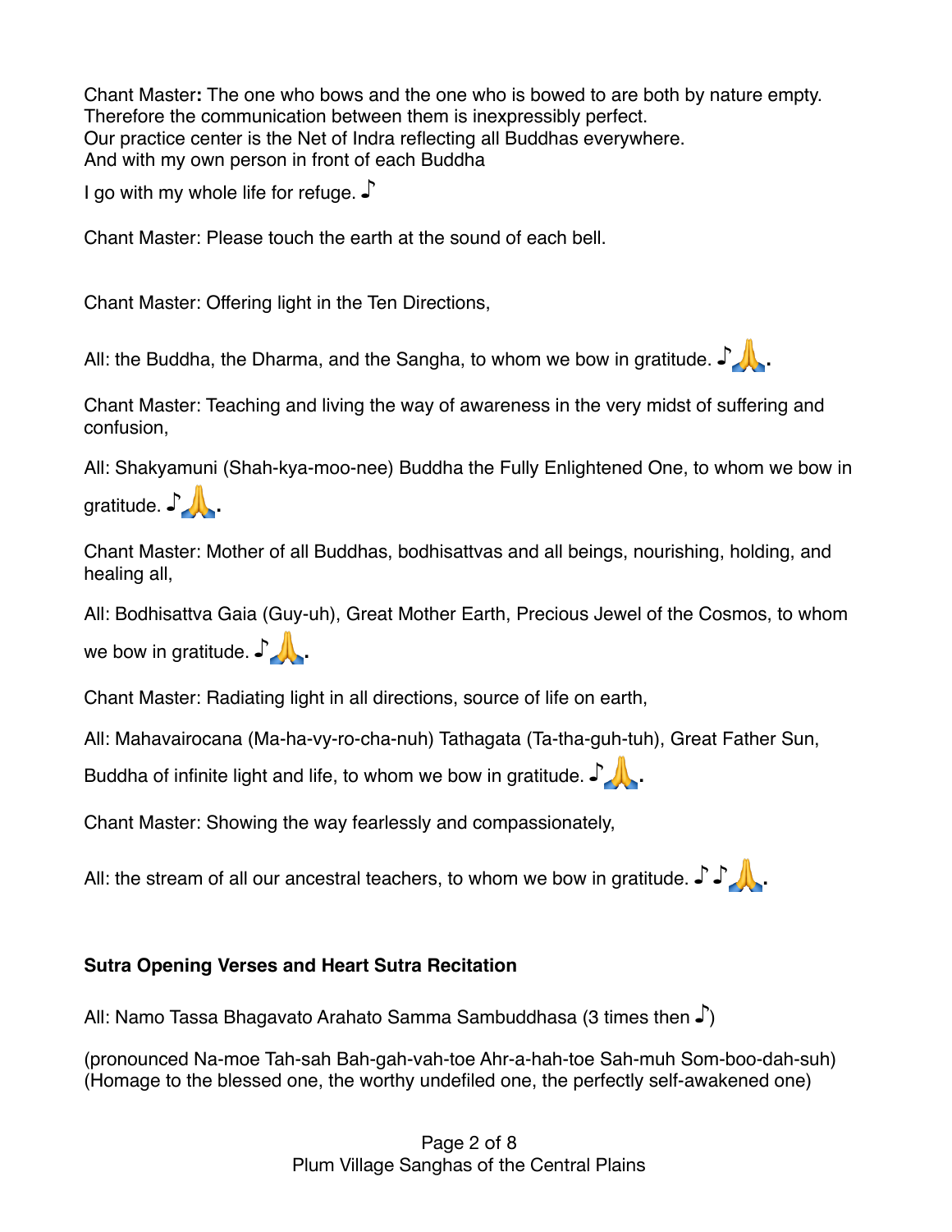Chant Master**:** The one who bows and the one who is bowed to are both by nature empty.
Therefore the communication between them is inexpressibly perfect.
Our practice center is the Net of Indra reflecting all Buddhas everywhere.
And with my own person in front of each Buddha

I go with my whole life for refuge. ♪

Chant Master: Please touch the earth at the sound of each bell.

Chant Master: Offering light in the Ten Directions,

All: the Buddha, the Dharma, and the Sangha, to whom we bow in gratitude. ♪🙏.

Chant Master: Teaching and living the way of awareness in the very midst of suffering and confusion,

All: Shakyamuni (Shah-kya-moo-nee) Buddha the Fully Enlightened One, to whom we bow in gratitude. ♪🙏.

Chant Master: Mother of all Buddhas, bodhisattvas and all beings, nourishing, holding, and healing all,

All: Bodhisattva Gaia (Guy-uh), Great Mother Earth, Precious Jewel of the Cosmos, to whom we bow in gratitude. ♪🙏.

Chant Master: Radiating light in all directions, source of life on earth,

All: Mahavairocana (Ma-ha-vy-ro-cha-nuh) Tathagata (Ta-tha-guh-tuh), Great Father Sun, Buddha of infinite light and life, to whom we bow in gratitude. ♪🙏.

Chant Master: Showing the way fearlessly and compassionately,

All: the stream of all our ancestral teachers, to whom we bow in gratitude. ♪♪🙏.

**Sutra Opening Verses and Heart Sutra Recitation**

All: Namo Tassa Bhagavato Arahato Samma Sambuddhasa (3 times then ♪)

(pronounced Na-moe Tah-sah Bah-gah-vah-toe Ahr-a-hah-toe Sah-muh Som-boo-dah-suh)
(Homage to the blessed one, the worthy undefiled one, the perfectly self-awakened one)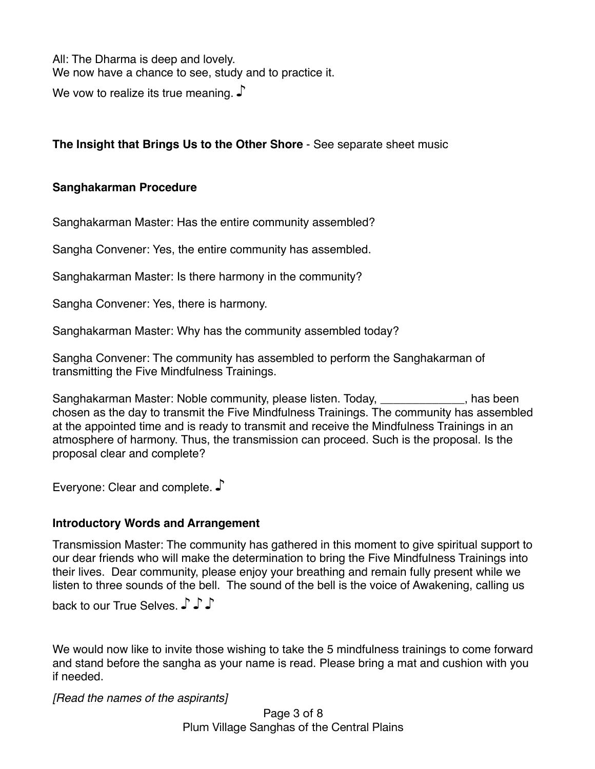All: The Dharma is deep and lovely.
We now have a chance to see, study and to practice it.
We vow to realize its true meaning. ♪

**The Insight that Brings Us to the Other Shore** - See separate sheet music

**Sanghakarman Procedure**

Sanghakarman Master: Has the entire community assembled?

Sangha Convener: Yes, the entire community has assembled.

Sanghakarman Master: Is there harmony in the community?

Sangha Convener: Yes, there is harmony.

Sanghakarman Master: Why has the community assembled today?

Sangha Convener: The community has assembled to perform the Sanghakarman of transmitting the Five Mindfulness Trainings.

Sanghakarman Master: Noble community, please listen. Today, _____________, has been chosen as the day to transmit the Five Mindfulness Trainings. The community has assembled at the appointed time and is ready to transmit and receive the Mindfulness Trainings in an atmosphere of harmony. Thus, the transmission can proceed. Such is the proposal. Is the proposal clear and complete?

Everyone: Clear and complete. ♪

**Introductory Words and Arrangement**

Transmission Master: The community has gathered in this moment to give spiritual support to our dear friends who will make the determination to bring the Five Mindfulness Trainings into their lives. Dear community, please enjoy your breathing and remain fully present while we listen to three sounds of the bell. The sound of the bell is the voice of Awakening, calling us back to our True Selves. ♪ ♪ ♪

We would now like to invite those wishing to take the 5 mindfulness trainings to come forward and stand before the sangha as your name is read. Please bring a mat and cushion with you if needed.

*[Read the names of the aspirants]*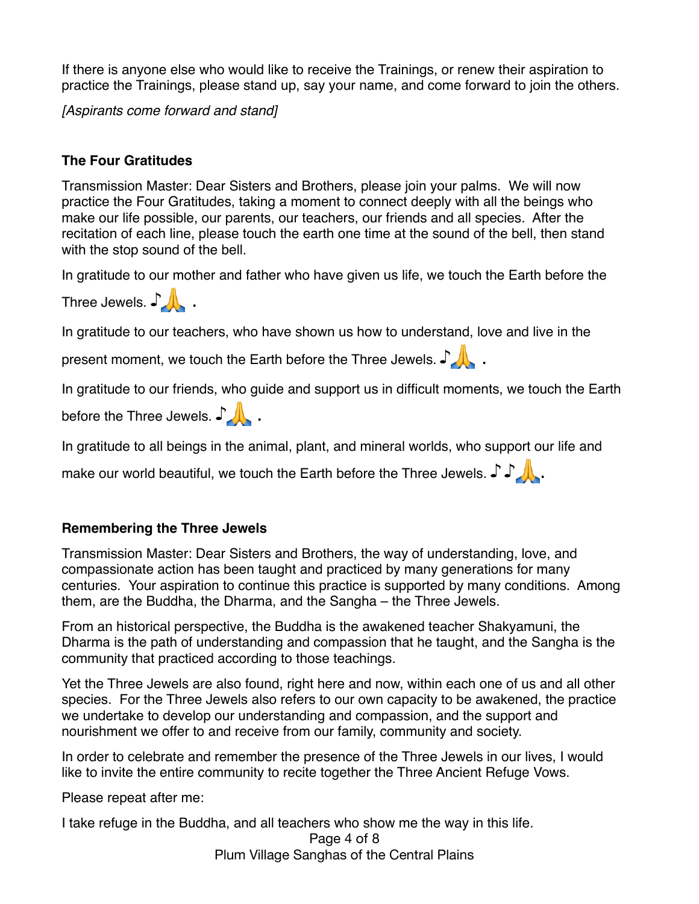If there is anyone else who would like to receive the Trainings, or renew their aspiration to practice the Trainings, please stand up, say your name, and come forward to join the others.

*[Aspirants come forward and stand]*

**The Four Gratitudes**

Transmission Master: Dear Sisters and Brothers, please join your palms. We will now practice the Four Gratitudes, taking a moment to connect deeply with all the beings who make our life possible, our parents, our teachers, our friends and all species. After the recitation of each line, please touch the earth one time at the sound of the bell, then stand with the stop sound of the bell.

In gratitude to our mother and father who have given us life, we touch the Earth before the Three Jewels. ♪🙏 .

In gratitude to our teachers, who have shown us how to understand, love and live in the present moment, we touch the Earth before the Three Jewels. ♪🙏 .

In gratitude to our friends, who guide and support us in difficult moments, we touch the Earth before the Three Jewels. ♪🙏 .

In gratitude to all beings in the animal, plant, and mineral worlds, who support our life and make our world beautiful, we touch the Earth before the Three Jewels. ♪♪🙏.

**Remembering the Three Jewels**

Transmission Master: Dear Sisters and Brothers, the way of understanding, love, and compassionate action has been taught and practiced by many generations for many centuries. Your aspiration to continue this practice is supported by many conditions. Among them, are the Buddha, the Dharma, and the Sangha – the Three Jewels.

From an historical perspective, the Buddha is the awakened teacher Shakyamuni, the Dharma is the path of understanding and compassion that he taught, and the Sangha is the community that practiced according to those teachings.

Yet the Three Jewels are also found, right here and now, within each one of us and all other species. For the Three Jewels also refers to our own capacity to be awakened, the practice we undertake to develop our understanding and compassion, and the support and nourishment we offer to and receive from our family, community and society.

In order to celebrate and remember the presence of the Three Jewels in our lives, I would like to invite the entire community to recite together the Three Ancient Refuge Vows.

Please repeat after me:

I take refuge in the Buddha, and all teachers who show me the way in this life.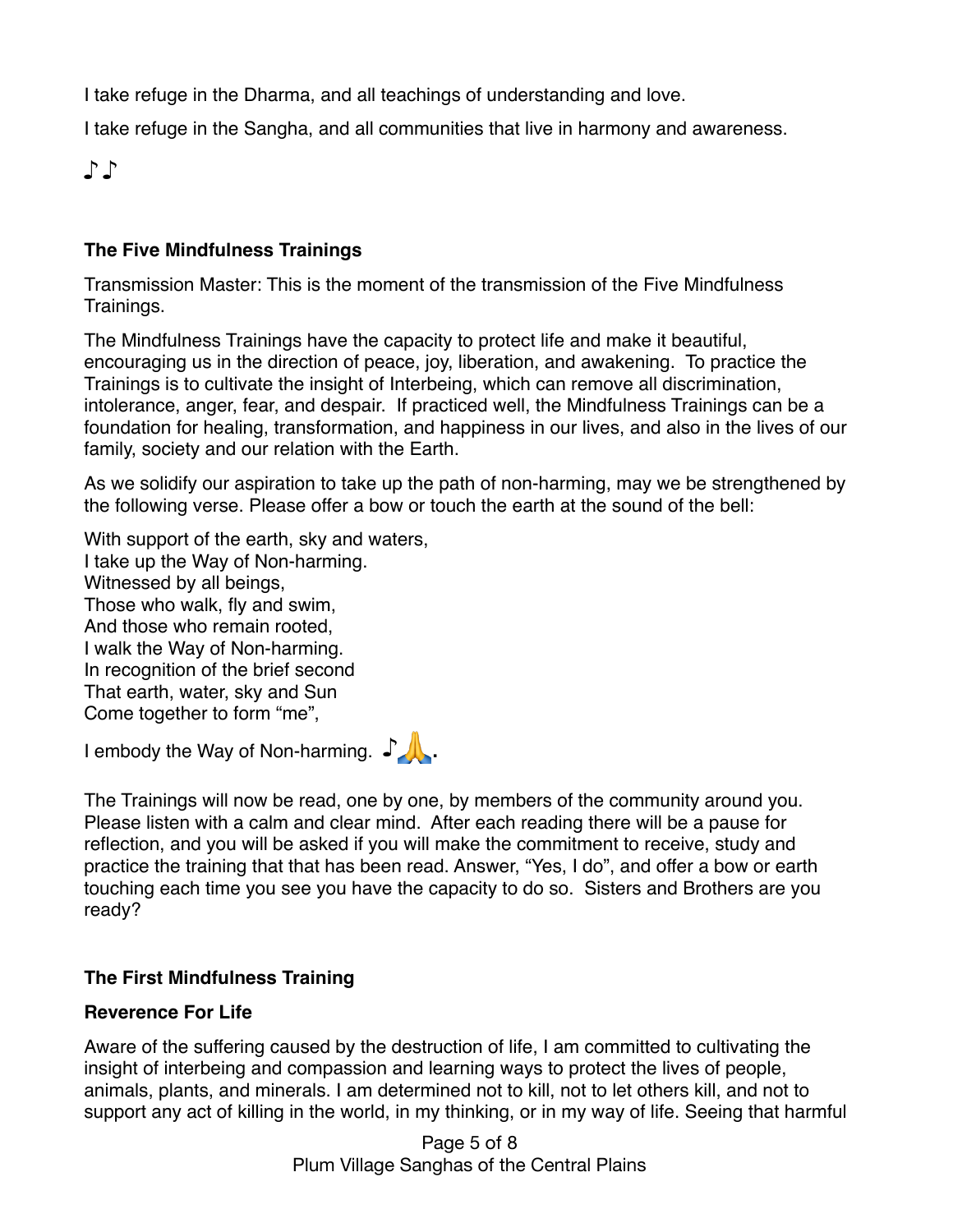I take refuge in the Dharma, and all teachings of understanding and love.

I take refuge in the Sangha, and all communities that live in harmony and awareness.

♪♪

**The Five Mindfulness Trainings**

Transmission Master: This is the moment of the transmission of the Five Mindfulness Trainings.

The Mindfulness Trainings have the capacity to protect life and make it beautiful, encouraging us in the direction of peace, joy, liberation, and awakening. To practice the Trainings is to cultivate the insight of Interbeing, which can remove all discrimination, intolerance, anger, fear, and despair. If practiced well, the Mindfulness Trainings can be a foundation for healing, transformation, and happiness in our lives, and also in the lives of our family, society and our relation with the Earth.

As we solidify our aspiration to take up the path of non-harming, may we be strengthened by the following verse. Please offer a bow or touch the earth at the sound of the bell:

With support of the earth, sky and waters,
I take up the Way of Non-harming.
Witnessed by all beings,
Those who walk, fly and swim,
And those who remain rooted,
I walk the Way of Non-harming.
In recognition of the brief second
That earth, water, sky and Sun
Come together to form "me",

I embody the Way of Non-harming. ♪🙏.

The Trainings will now be read, one by one, by members of the community around you. Please listen with a calm and clear mind. After each reading there will be a pause for reflection, and you will be asked if you will make the commitment to receive, study and practice the training that that has been read. Answer, "Yes, I do", and offer a bow or earth touching each time you see you have the capacity to do so. Sisters and Brothers are you ready?

**The First Mindfulness Training**

**Reverence For Life**

Aware of the suffering caused by the destruction of life, I am committed to cultivating the insight of interbeing and compassion and learning ways to protect the lives of people, animals, plants, and minerals. I am determined not to kill, not to let others kill, and not to support any act of killing in the world, in my thinking, or in my way of life. Seeing that harmful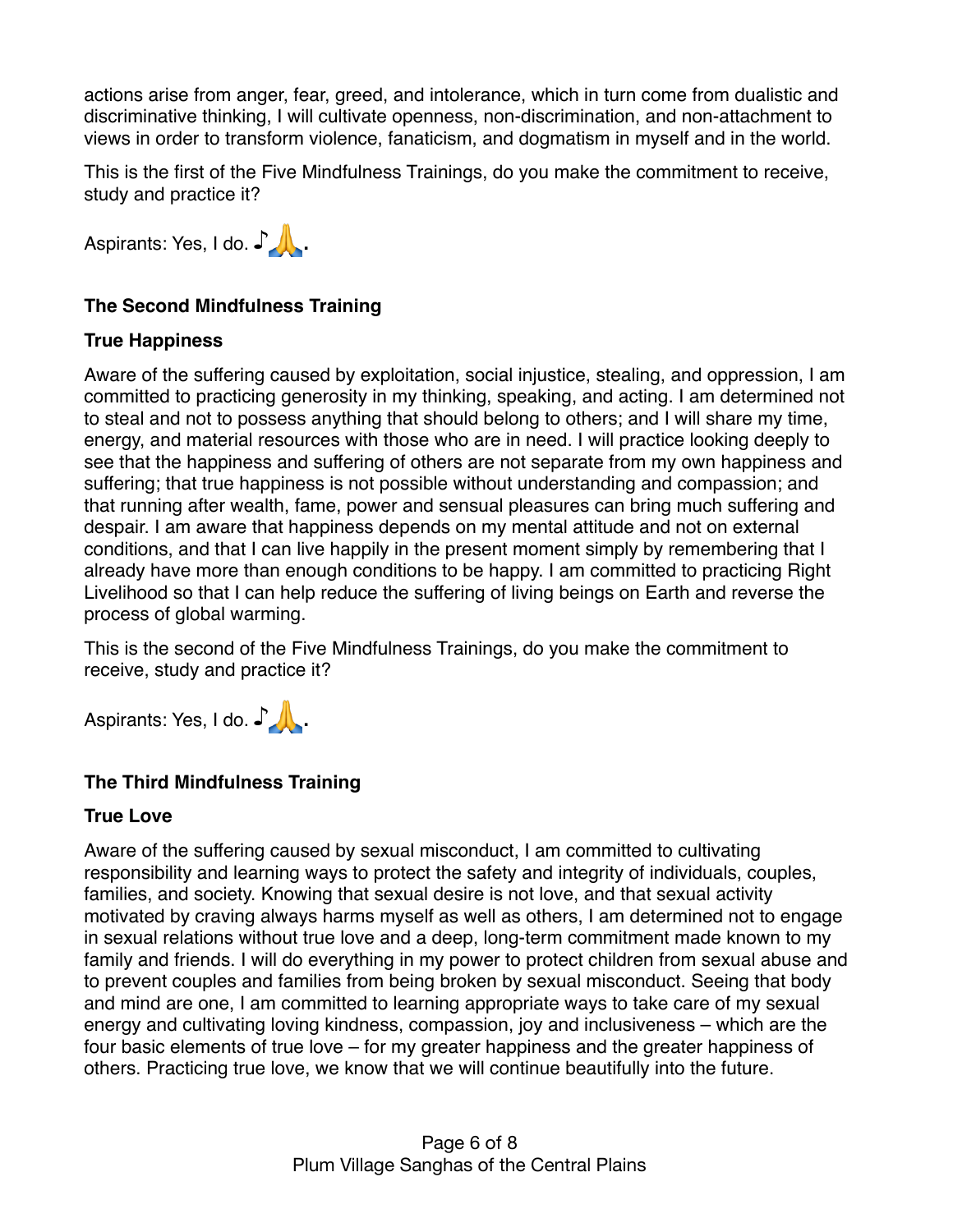actions arise from anger, fear, greed, and intolerance, which in turn come from dualistic and discriminative thinking, I will cultivate openness, non-discrimination, and non-attachment to views in order to transform violence, fanaticism, and dogmatism in myself and in the world.

This is the first of the Five Mindfulness Trainings, do you make the commitment to receive, study and practice it?

Aspirants: Yes, I do. ♪🙏.

**The Second Mindfulness Training**

**True Happiness**

Aware of the suffering caused by exploitation, social injustice, stealing, and oppression, I am committed to practicing generosity in my thinking, speaking, and acting. I am determined not to steal and not to possess anything that should belong to others; and I will share my time, energy, and material resources with those who are in need. I will practice looking deeply to see that the happiness and suffering of others are not separate from my own happiness and suffering; that true happiness is not possible without understanding and compassion; and that running after wealth, fame, power and sensual pleasures can bring much suffering and despair. I am aware that happiness depends on my mental attitude and not on external conditions, and that I can live happily in the present moment simply by remembering that I already have more than enough conditions to be happy. I am committed to practicing Right Livelihood so that I can help reduce the suffering of living beings on Earth and reverse the process of global warming.

This is the second of the Five Mindfulness Trainings, do you make the commitment to receive, study and practice it?

Aspirants: Yes, I do. ♪🙏.

**The Third Mindfulness Training**

**True Love**

Aware of the suffering caused by sexual misconduct, I am committed to cultivating responsibility and learning ways to protect the safety and integrity of individuals, couples, families, and society. Knowing that sexual desire is not love, and that sexual activity motivated by craving always harms myself as well as others, I am determined not to engage in sexual relations without true love and a deep, long-term commitment made known to my family and friends. I will do everything in my power to protect children from sexual abuse and to prevent couples and families from being broken by sexual misconduct. Seeing that body and mind are one, I am committed to learning appropriate ways to take care of my sexual energy and cultivating loving kindness, compassion, joy and inclusiveness – which are the four basic elements of true love – for my greater happiness and the greater happiness of others. Practicing true love, we know that we will continue beautifully into the future.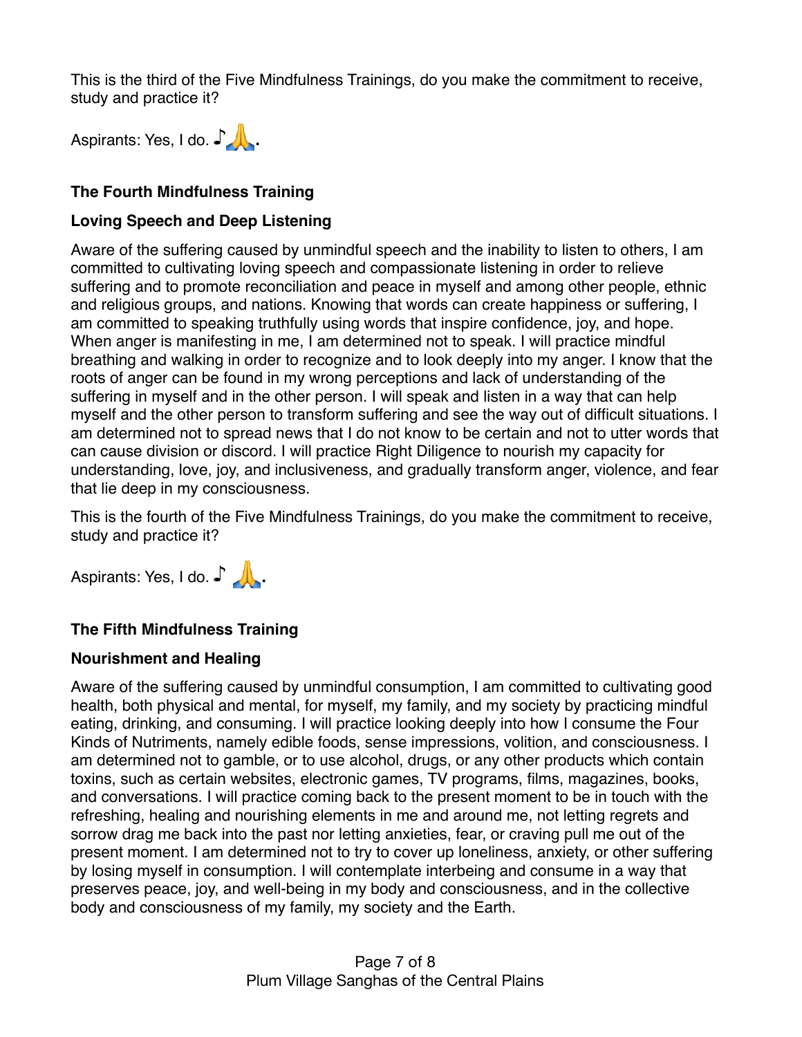This is the third of the Five Mindfulness Trainings, do you make the commitment to receive, study and practice it?

Aspirants: Yes, I do. ♪🙏.

**The Fourth Mindfulness Training**

**Loving Speech and Deep Listening**

Aware of the suffering caused by unmindful speech and the inability to listen to others, I am committed to cultivating loving speech and compassionate listening in order to relieve suffering and to promote reconciliation and peace in myself and among other people, ethnic and religious groups, and nations. Knowing that words can create happiness or suffering, I am committed to speaking truthfully using words that inspire confidence, joy, and hope. When anger is manifesting in me, I am determined not to speak. I will practice mindful breathing and walking in order to recognize and to look deeply into my anger. I know that the roots of anger can be found in my wrong perceptions and lack of understanding of the suffering in myself and in the other person. I will speak and listen in a way that can help myself and the other person to transform suffering and see the way out of difficult situations. I am determined not to spread news that I do not know to be certain and not to utter words that can cause division or discord. I will practice Right Diligence to nourish my capacity for understanding, love, joy, and inclusiveness, and gradually transform anger, violence, and fear that lie deep in my consciousness.

This is the fourth of the Five Mindfulness Trainings, do you make the commitment to receive, study and practice it?

Aspirants: Yes, I do. ♪ 🙏.

**The Fifth Mindfulness Training**

**Nourishment and Healing**

Aware of the suffering caused by unmindful consumption, I am committed to cultivating good health, both physical and mental, for myself, my family, and my society by practicing mindful eating, drinking, and consuming. I will practice looking deeply into how I consume the Four Kinds of Nutriments, namely edible foods, sense impressions, volition, and consciousness. I am determined not to gamble, or to use alcohol, drugs, or any other products which contain toxins, such as certain websites, electronic games, TV programs, films, magazines, books, and conversations. I will practice coming back to the present moment to be in touch with the refreshing, healing and nourishing elements in me and around me, not letting regrets and sorrow drag me back into the past nor letting anxieties, fear, or craving pull me out of the present moment. I am determined not to try to cover up loneliness, anxiety, or other suffering by losing myself in consumption. I will contemplate interbeing and consume in a way that preserves peace, joy, and well-being in my body and consciousness, and in the collective body and consciousness of my family, my society and the Earth.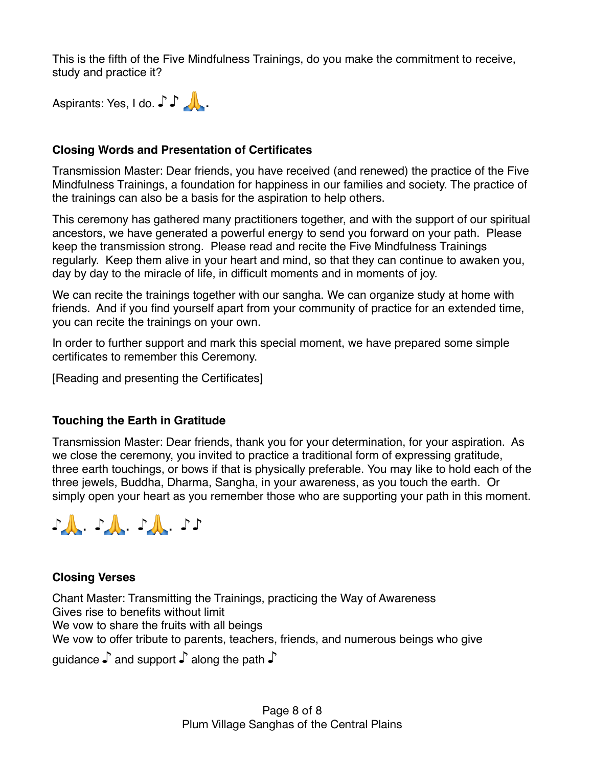This is the fifth of the Five Mindfulness Trainings, do you make the commitment to receive, study and practice it?

Aspirants: Yes, I do. ♪ ♪ 🙏.

**Closing Words and Presentation of Certificates**

Transmission Master: Dear friends, you have received (and renewed) the practice of the Five Mindfulness Trainings, a foundation for happiness in our families and society. The practice of the trainings can also be a basis for the aspiration to help others.

This ceremony has gathered many practitioners together, and with the support of our spiritual ancestors, we have generated a powerful energy to send you forward on your path. Please keep the transmission strong. Please read and recite the Five Mindfulness Trainings regularly. Keep them alive in your heart and mind, so that they can continue to awaken you, day by day to the miracle of life, in difficult moments and in moments of joy.

We can recite the trainings together with our sangha. We can organize study at home with friends. And if you find yourself apart from your community of practice for an extended time, you can recite the trainings on your own.

In order to further support and mark this special moment, we have prepared some simple certificates to remember this Ceremony.

[Reading and presenting the Certificates]

**Touching the Earth in Gratitude**

Transmission Master: Dear friends, thank you for your determination, for your aspiration. As we close the ceremony, you invited to practice a traditional form of expressing gratitude, three earth touchings, or bows if that is physically preferable. You may like to hold each of the three jewels, Buddha, Dharma, Sangha, in your awareness, as you touch the earth. Or simply open your heart as you remember those who are supporting your path in this moment.

♪🙏. ♪🙏. ♪🙏. ♪♪

**Closing Verses**

Chant Master: Transmitting the Trainings, practicing the Way of Awareness
Gives rise to benefits without limit
We vow to share the fruits with all beings
We vow to offer tribute to parents, teachers, friends, and numerous beings who give guidance ♪ and support ♪ along the path ♪